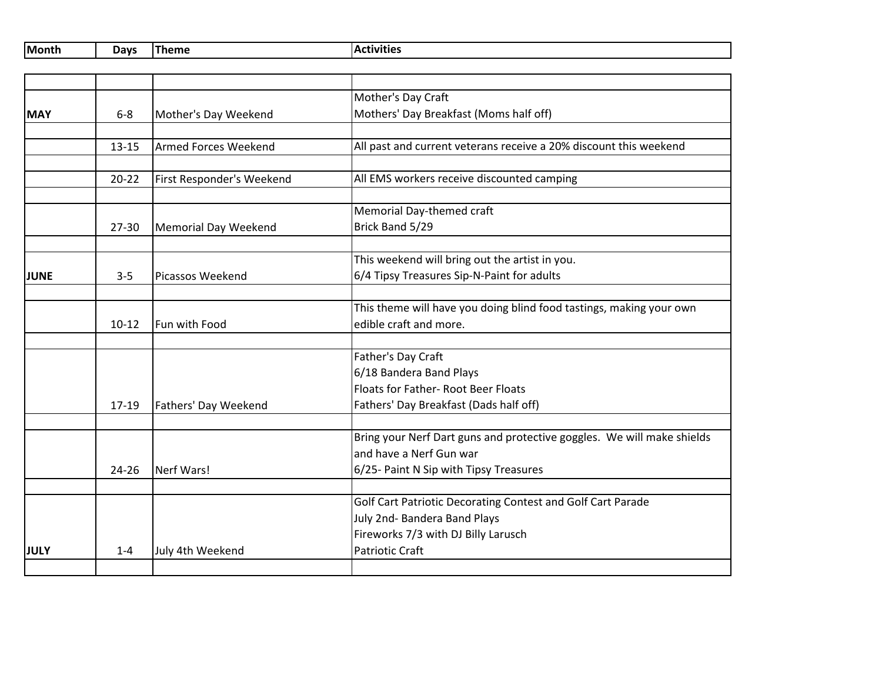| Month | Days | Theme | Activities |
|---|---|---|---|
| MAY | 6-8 | Mother's Day Weekend | Mother's Day Craft<br>Mothers' Day Breakfast (Moms half off) |
| | 13-15 | Armed Forces Weekend | All past and current veterans receive a 20% discount this weekend |
| | 20-22 | First Responder's Weekend | All EMS workers receive discounted camping |
| | 27-30 | Memorial Day Weekend | Memorial Day-themed craft<br>Brick Band 5/29 |
| JUNE | 3-5 | Picassos Weekend | This weekend will bring out the artist in you.<br>6/4 Tipsy Treasures Sip-N-Paint for adults |
| | 10-12 | Fun with Food | This theme will have you doing blind food tastings, making your own edible craft and more. |
| | 17-19 | Fathers' Day Weekend | Father's Day Craft<br>6/18 Bandera Band Plays<br>Floats for Father- Root Beer Floats<br>Fathers' Day Breakfast (Dads half off) |
| | 24-26 | Nerf Wars! | Bring your Nerf Dart guns and protective goggles. We will make shields and have a Nerf Gun war<br>6/25- Paint N Sip with Tipsy Treasures |
| JULY | 1-4 | July 4th Weekend | Golf Cart Patriotic Decorating Contest and Golf Cart Parade<br>July 2nd- Bandera Band Plays<br>Fireworks 7/3 with DJ Billy Larusch<br>Patriotic Craft |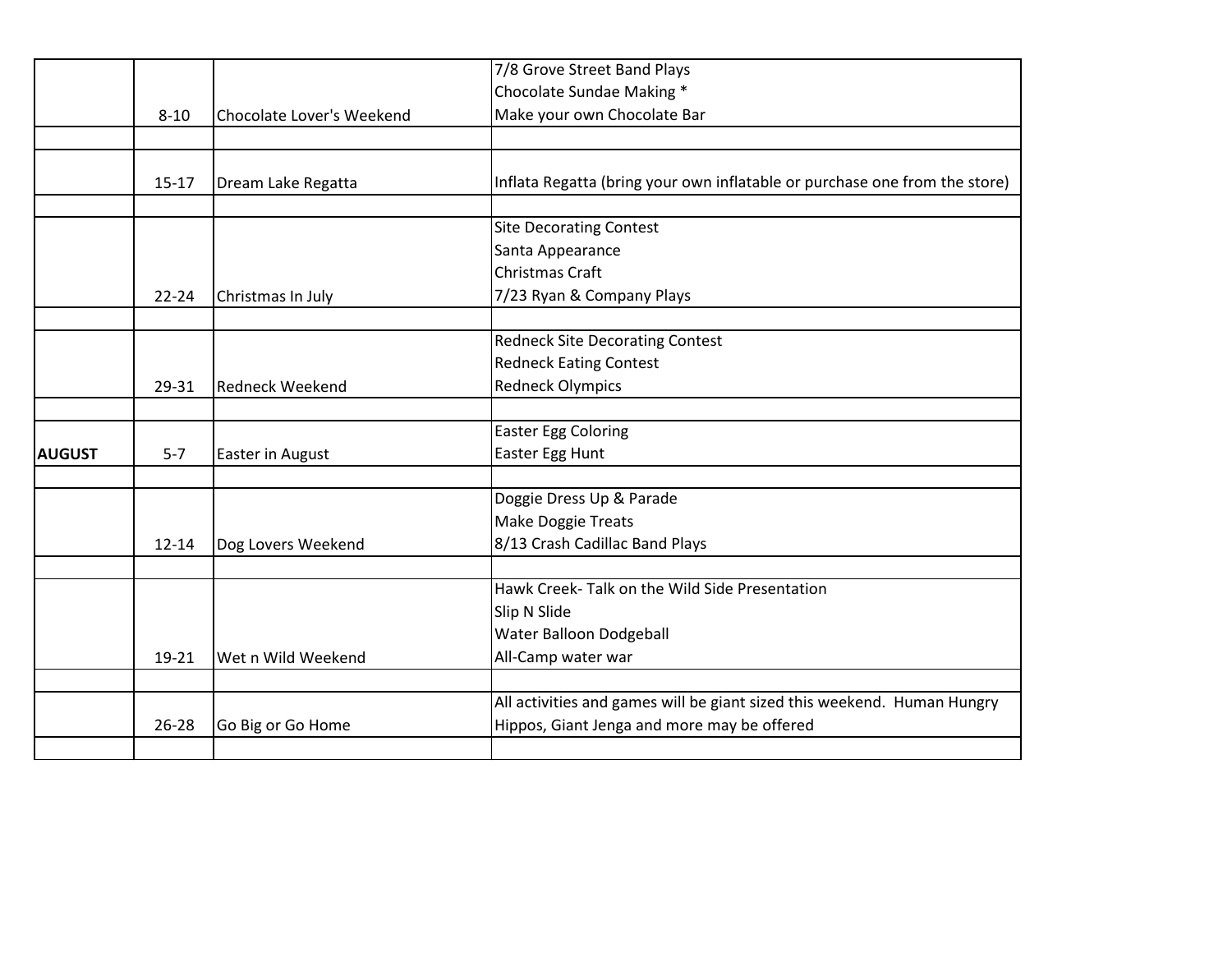| | | | |
|---|---|---|---|
| | 8-10 | Chocolate Lover's Weekend | 7/8 Grove Street Band Plays<br>Chocolate Sundae Making *<br>Make your own Chocolate Bar |
| | | | |
| | 15-17 | Dream Lake Regatta | Inflata Regatta (bring your own inflatable or purchase one from the store) |
| | | | |
| | 22-24 | Christmas In July | Site Decorating Contest<br>Santa Appearance<br>Christmas Craft<br>7/23 Ryan & Company Plays |
| | | | |
| | 29-31 | Redneck Weekend | Redneck Site Decorating Contest<br>Redneck Eating Contest<br>Redneck Olympics |
| | | | |
| **AUGUST** | 5-7 | Easter in August | Easter Egg Coloring<br>Easter Egg Hunt |
| | | | |
| | 12-14 | Dog Lovers Weekend | Doggie Dress Up & Parade<br>Make Doggie Treats<br>8/13 Crash Cadillac Band Plays |
| | | | |
| | 19-21 | Wet n Wild Weekend | Hawk Creek- Talk on the Wild Side Presentation<br>Slip N Slide<br>Water Balloon Dodgeball<br>All-Camp water war |
| | | | |
| | 26-28 | Go Big or Go Home | All activities and games will be giant sized this weekend. Human Hungry Hippos, Giant Jenga and more may be offered |
| | | | |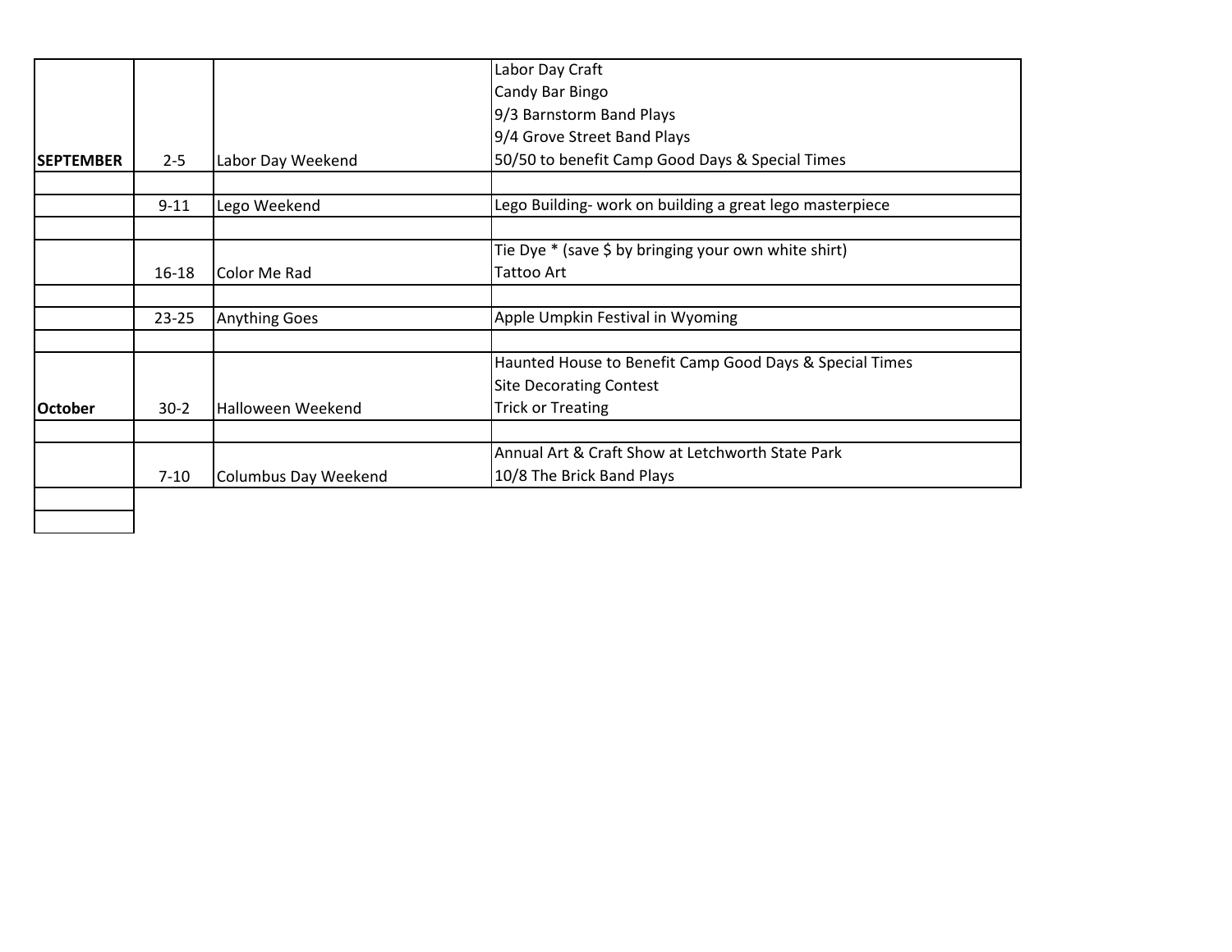| | | | |
|---|---|---|---|
| SEPTEMBER | 2-5 | Labor Day Weekend | Labor Day Craft<br>Candy Bar Bingo<br>9/3 Barnstorm Band Plays<br>9/4 Grove Street Band Plays<br>50/50 to benefit Camp Good Days & Special Times |
| | | | |
| | 9-11 | Lego Weekend | Lego Building- work on building a great lego masterpiece |
| | | | |
| | 16-18 | Color Me Rad | Tie Dye * (save $ by bringing your own white shirt)<br>Tattoo Art |
| | | | |
| | 23-25 | Anything Goes | Apple Umpkin Festival in Wyoming |
| | | | |
| October | 30-2 | Halloween Weekend | Haunted House to Benefit Camp Good Days & Special Times<br>Site Decorating Contest<br>Trick or Treating |
| | | | |
| | 7-10 | Columbus Day Weekend | Annual Art & Craft Show at Letchworth State Park<br>10/8 The Brick Band Plays |